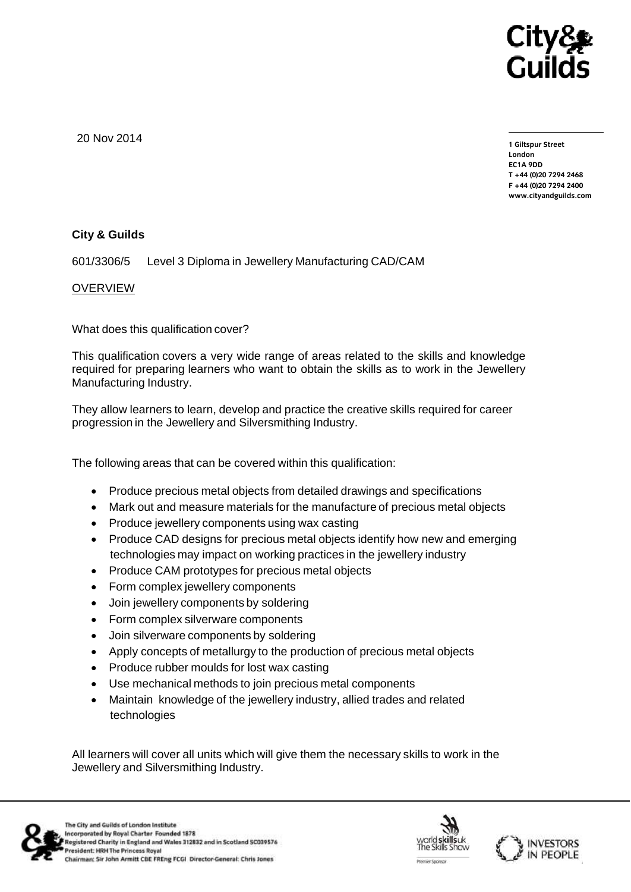20 Nov 2014

1 Giltspur Street
London
EC1A 9DD
T +44 (0)20 7294 2468
F +44 (0)20 7294 2400
www.cityandguilds.com

**City & Guilds**

601/3306/5 Level 3 Diploma in Jewellery Manufacturing CAD/CAM

OVERVIEW

What does this qualification cover?

This qualification covers a very wide range of areas related to the skills and knowledge required for preparing learners who want to obtain the skills as to work in the Jewellery Manufacturing Industry.

They allow learners to learn, develop and practice the creative skills required for career progression in the Jewellery and Silversmithing Industry.

The following areas that can be covered within this qualification:

- Produce precious metal objects from detailed drawings and specifications
- Mark out and measure materials for the manufacture of precious metal objects
- Produce jewellery components using wax casting
- Produce CAD designs for precious metal objects identify how new and emerging technologies may impact on working practices in the jewellery industry
- Produce CAM prototypes for precious metal objects
- Form complex jewellery components
- Join jewellery components by soldering
- Form complex silverware components
- Join silverware components by soldering
- Apply concepts of metallurgy to the production of precious metal objects
- Produce rubber moulds for lost wax casting
- Use mechanical methods to join precious metal components
- Maintain knowledge of the jewellery industry, allied trades and related technologies

All learners will cover all units which will give them the necessary skills to work in the Jewellery and Silversmithing Industry.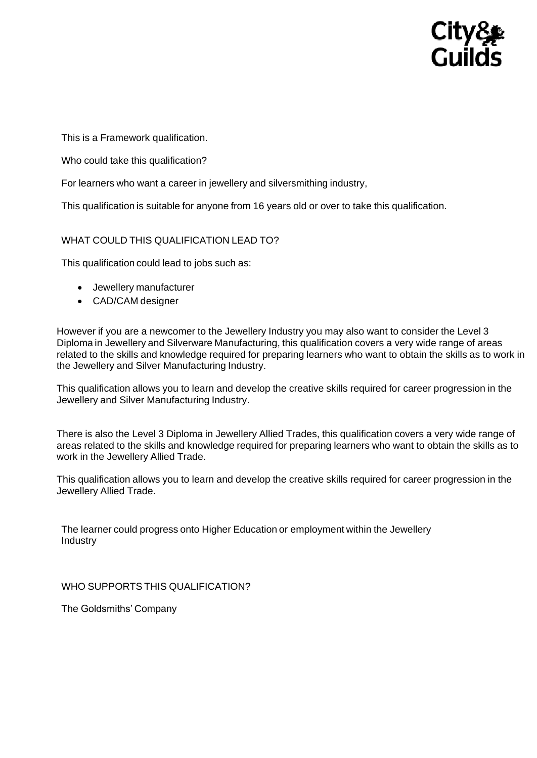This is a Framework qualification.

Who could take this qualification?

For learners who want a career in jewellery and silversmithing industry,

This qualification is suitable for anyone from 16 years old or over to take this qualification.

WHAT COULD THIS QUALIFICATION LEAD TO?

This qualification could lead to jobs such as:

- Jewellery manufacturer
- CAD/CAM designer

However if you are a newcomer to the Jewellery Industry you may also want to consider the Level 3 Diploma in Jewellery and Silverware Manufacturing, this qualification covers a very wide range of areas related to the skills and knowledge required for preparing learners who want to obtain the skills as to work in the Jewellery and Silver Manufacturing Industry.

This qualification allows you to learn and develop the creative skills required for career progression in the Jewellery and Silver Manufacturing Industry.

There is also the Level 3 Diploma in Jewellery Allied Trades, this qualification covers a very wide range of areas related to the skills and knowledge required for preparing learners who want to obtain the skills as to work in the Jewellery Allied Trade.

This qualification allows you to learn and develop the creative skills required for career progression in the Jewellery Allied Trade.

The learner could progress onto Higher Education or employment within the Jewellery Industry

WHO SUPPORTS THIS QUALIFICATION?

The Goldsmiths' Company